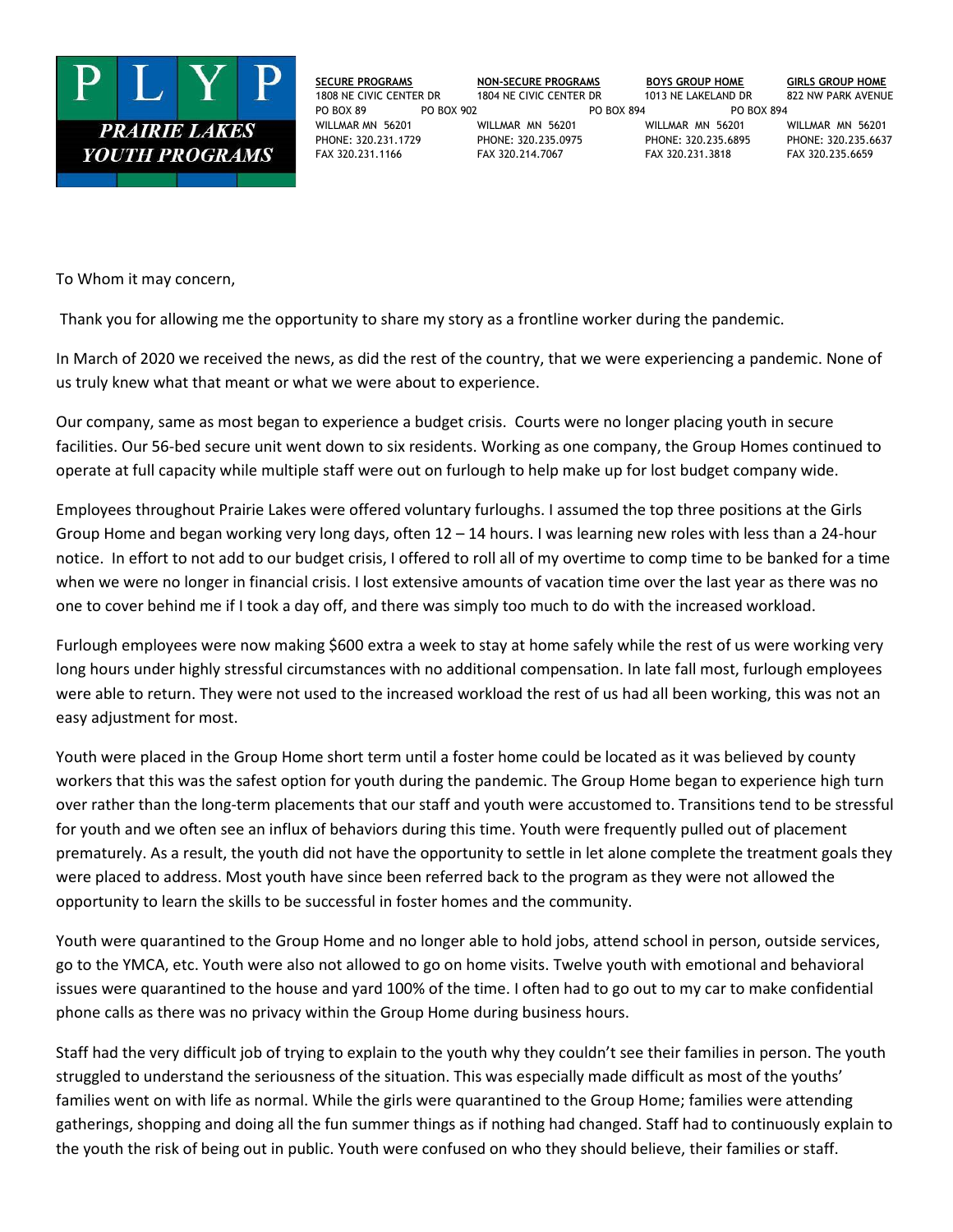**PRAIRIE LAKES YOUTH PROGRAMS**

| SECURE PROGRAMS | NON-SECURE PROGRAMS | BOYS GROUP HOME | GIRLS GROUP HOME |
|---|---|---|---|
| 1808 NE CIVIC CENTER DR | 1804 NE CIVIC CENTER DR | 1013 NE LAKELAND DR | 822 NW PARK AVENUE |
| PO BOX 89 | PO BOX 902 | PO BOX 894 | PO BOX 894 |
| WILLMAR MN 56201 | WILLMAR MN 56201 | WILLMAR MN 56201 | WILLMAR MN 56201 |
| PHONE: 320.231.1729 | PHONE: 320.235.0975 | PHONE: 320.235.6895 | PHONE: 320.235.6637 |
| FAX 320.231.1166 | FAX 320.214.7067 | FAX 320.231.3818 | FAX 320.235.6659 |

To Whom it may concern,

Thank you for allowing me the opportunity to share my story as a frontline worker during the pandemic.

In March of 2020 we received the news, as did the rest of the country, that we were experiencing a pandemic. None of us truly knew what that meant or what we were about to experience.

Our company, same as most began to experience a budget crisis. Courts were no longer placing youth in secure facilities. Our 56-bed secure unit went down to six residents. Working as one company, the Group Homes continued to operate at full capacity while multiple staff were out on furlough to help make up for lost budget company wide.

Employees throughout Prairie Lakes were offered voluntary furloughs. I assumed the top three positions at the Girls Group Home and began working very long days, often 12 – 14 hours. I was learning new roles with less than a 24-hour notice. In effort to not add to our budget crisis, I offered to roll all of my overtime to comp time to be banked for a time when we were no longer in financial crisis. I lost extensive amounts of vacation time over the last year as there was no one to cover behind me if I took a day off, and there was simply too much to do with the increased workload.

Furlough employees were now making $600 extra a week to stay at home safely while the rest of us were working very long hours under highly stressful circumstances with no additional compensation. In late fall most, furlough employees were able to return. They were not used to the increased workload the rest of us had all been working, this was not an easy adjustment for most.

Youth were placed in the Group Home short term until a foster home could be located as it was believed by county workers that this was the safest option for youth during the pandemic. The Group Home began to experience high turn over rather than the long-term placements that our staff and youth were accustomed to. Transitions tend to be stressful for youth and we often see an influx of behaviors during this time. Youth were frequently pulled out of placement prematurely. As a result, the youth did not have the opportunity to settle in let alone complete the treatment goals they were placed to address. Most youth have since been referred back to the program as they were not allowed the opportunity to learn the skills to be successful in foster homes and the community.

Youth were quarantined to the Group Home and no longer able to hold jobs, attend school in person, outside services, go to the YMCA, etc. Youth were also not allowed to go on home visits. Twelve youth with emotional and behavioral issues were quarantined to the house and yard 100% of the time. I often had to go out to my car to make confidential phone calls as there was no privacy within the Group Home during business hours.

Staff had the very difficult job of trying to explain to the youth why they couldn't see their families in person. The youth struggled to understand the seriousness of the situation. This was especially made difficult as most of the youths' families went on with life as normal. While the girls were quarantined to the Group Home; families were attending gatherings, shopping and doing all the fun summer things as if nothing had changed. Staff had to continuously explain to the youth the risk of being out in public. Youth were confused on who they should believe, their families or staff.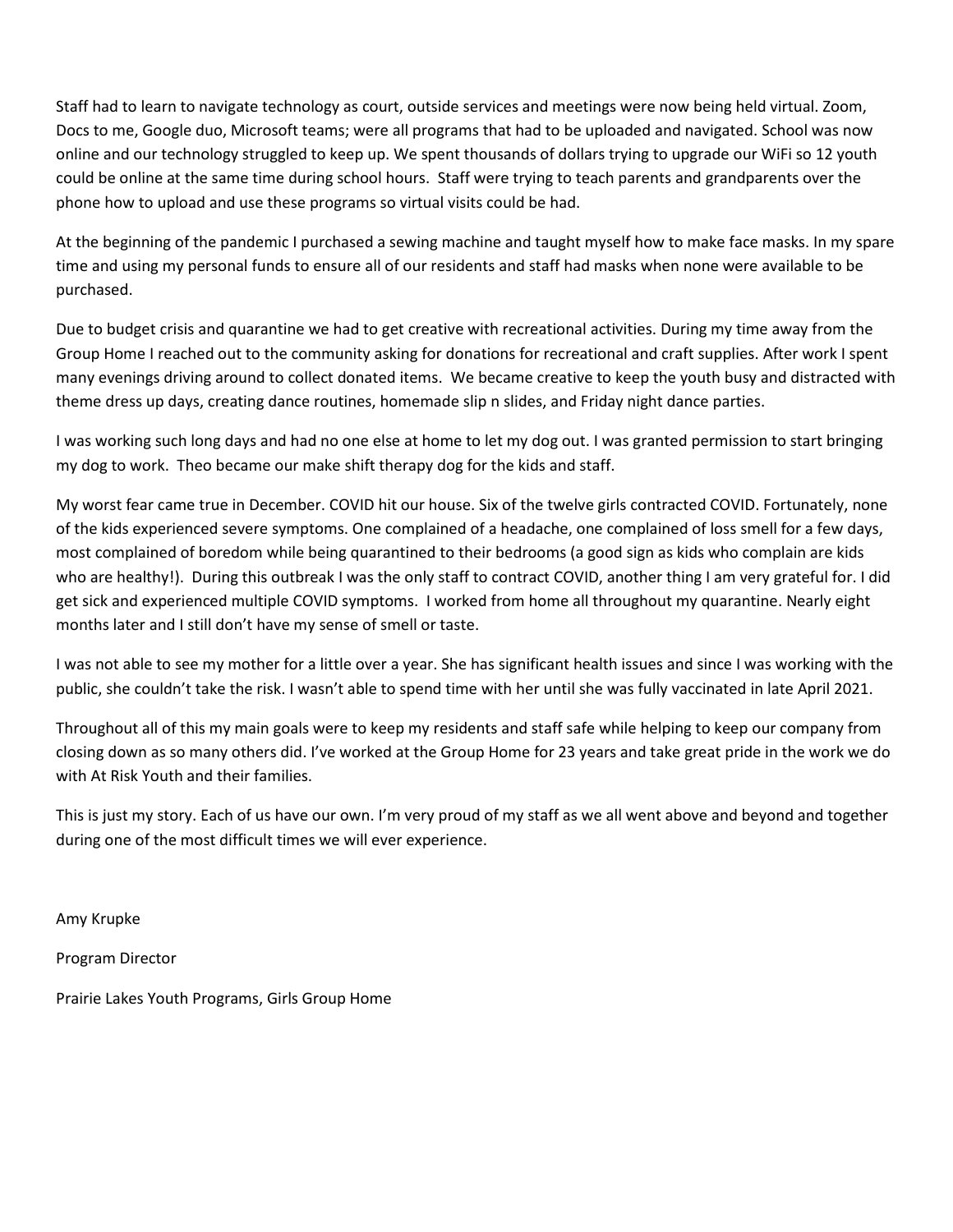Staff had to learn to navigate technology as court, outside services and meetings were now being held virtual. Zoom, Docs to me, Google duo, Microsoft teams; were all programs that had to be uploaded and navigated. School was now online and our technology struggled to keep up. We spent thousands of dollars trying to upgrade our WiFi so 12 youth could be online at the same time during school hours. Staff were trying to teach parents and grandparents over the phone how to upload and use these programs so virtual visits could be had.

At the beginning of the pandemic I purchased a sewing machine and taught myself how to make face masks. In my spare time and using my personal funds to ensure all of our residents and staff had masks when none were available to be purchased.

Due to budget crisis and quarantine we had to get creative with recreational activities. During my time away from the Group Home I reached out to the community asking for donations for recreational and craft supplies. After work I spent many evenings driving around to collect donated items. We became creative to keep the youth busy and distracted with theme dress up days, creating dance routines, homemade slip n slides, and Friday night dance parties.

I was working such long days and had no one else at home to let my dog out. I was granted permission to start bringing my dog to work. Theo became our make shift therapy dog for the kids and staff.

My worst fear came true in December. COVID hit our house. Six of the twelve girls contracted COVID. Fortunately, none of the kids experienced severe symptoms. One complained of a headache, one complained of loss smell for a few days, most complained of boredom while being quarantined to their bedrooms (a good sign as kids who complain are kids who are healthy!). During this outbreak I was the only staff to contract COVID, another thing I am very grateful for. I did get sick and experienced multiple COVID symptoms. I worked from home all throughout my quarantine. Nearly eight months later and I still don't have my sense of smell or taste.

I was not able to see my mother for a little over a year. She has significant health issues and since I was working with the public, she couldn't take the risk. I wasn't able to spend time with her until she was fully vaccinated in late April 2021.

Throughout all of this my main goals were to keep my residents and staff safe while helping to keep our company from closing down as so many others did. I've worked at the Group Home for 23 years and take great pride in the work we do with At Risk Youth and their families.

This is just my story. Each of us have our own. I'm very proud of my staff as we all went above and beyond and together during one of the most difficult times we will ever experience.

Amy Krupke

Program Director

Prairie Lakes Youth Programs, Girls Group Home